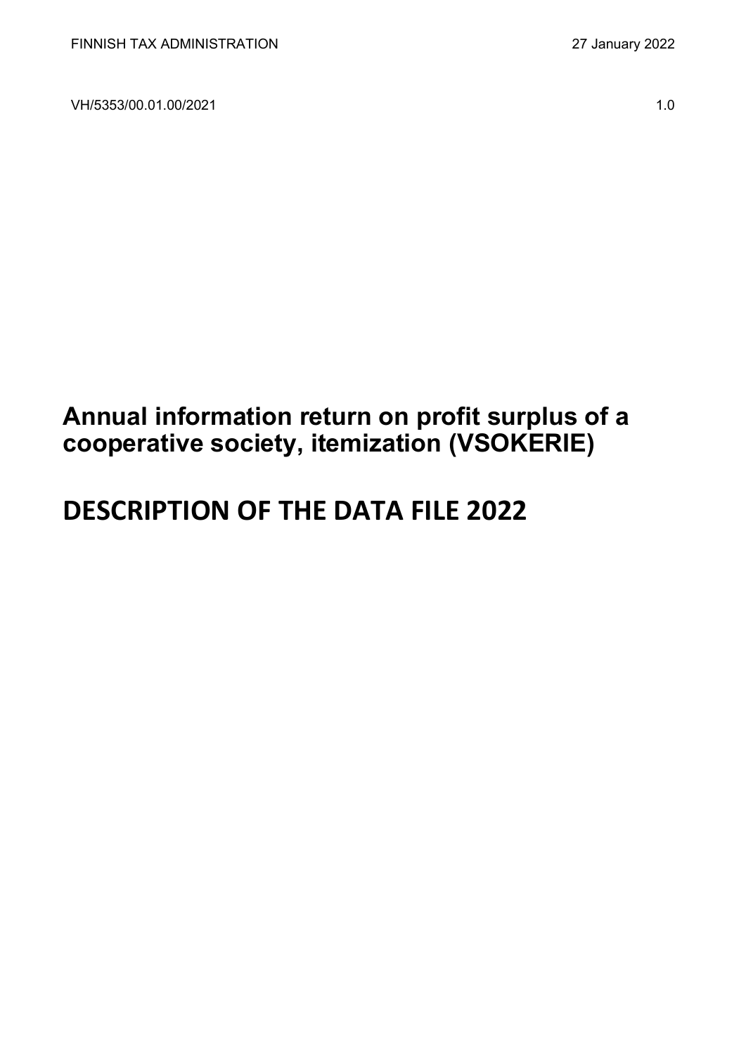FINNISH TAX ADMINISTRATION 27 January 2022

VH/5353/00.01.00/2021 1.0

# Annual information return on profit surplus of a cooperative society, itemization (VSOKERIE)

# DESCRIPTION OF THE DATA FILE 2022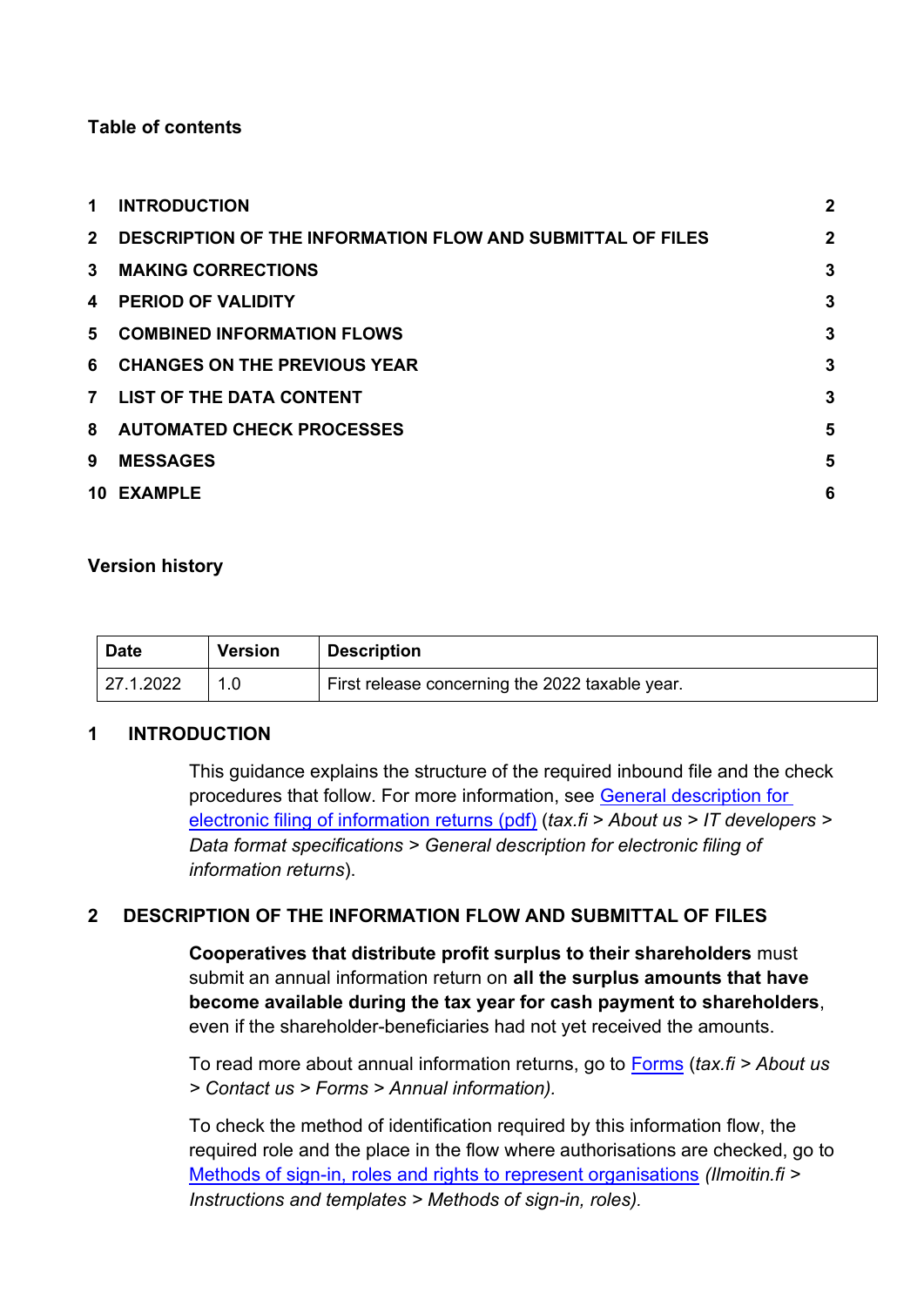**Table of contents**

| | | |
|---|---|---|
| 1 | INTRODUCTION | 2 |
| 2 | DESCRIPTION OF THE INFORMATION FLOW AND SUBMITTAL OF FILES | 2 |
| 3 | MAKING CORRECTIONS | 3 |
| 4 | PERIOD OF VALIDITY | 3 |
| 5 | COMBINED INFORMATION FLOWS | 3 |
| 6 | CHANGES ON THE PREVIOUS YEAR | 3 |
| 7 | LIST OF THE DATA CONTENT | 3 |
| 8 | AUTOMATED CHECK PROCESSES | 5 |
| 9 | MESSAGES | 5 |
| 10 | EXAMPLE | 6 |

**Version history**

| Date | Version | Description |
|---|---|---|
| 27.1.2022 | 1.0 | First release concerning the 2022 taxable year. |

## 1 INTRODUCTION

This guidance explains the structure of the required inbound file and the check procedures that follow. For more information, see General description for electronic filing of information returns (pdf) (*tax.fi > About us > IT developers > Data format specifications > General description for electronic filing of information returns*).

## 2 DESCRIPTION OF THE INFORMATION FLOW AND SUBMITTAL OF FILES

**Cooperatives that distribute profit surplus to their shareholders** must submit an annual information return on **all the surplus amounts that have become available during the tax year for cash payment to shareholders**, even if the shareholder-beneficiaries had not yet received the amounts.

To read more about annual information returns, go to Forms (*tax.fi > About us > Contact us > Forms > Annual information).*

To check the method of identification required by this information flow, the required role and the place in the flow where authorisations are checked, go to Methods of sign-in, roles and rights to represent organisations *(Ilmoitin.fi > Instructions and templates > Methods of sign-in, roles).*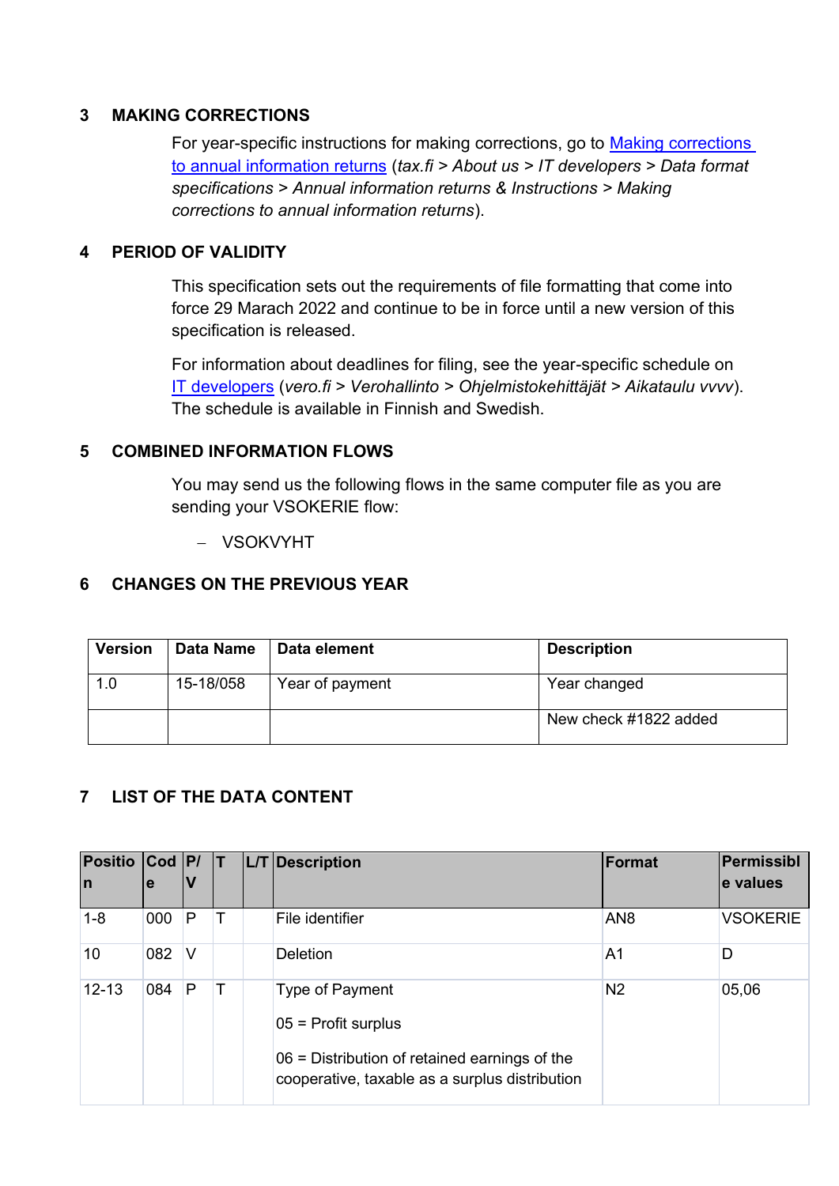## 3 MAKING CORRECTIONS

For year-specific instructions for making corrections, go to [Making corrections to annual information returns](#) (*tax.fi > About us > IT developers > Data format specifications > Annual information returns & Instructions > Making corrections to annual information returns*).

## 4 PERIOD OF VALIDITY

This specification sets out the requirements of file formatting that come into force 29 Marach 2022 and continue to be in force until a new version of this specification is released.

For information about deadlines for filing, see the year-specific schedule on [IT developers](#) (*vero.fi > Verohallinto > Ohjelmistokehittäjät > Aikataulu vvvv*). The schedule is available in Finnish and Swedish.

## 5 COMBINED INFORMATION FLOWS

You may send us the following flows in the same computer file as you are sending your VSOKERIE flow:

- VSOKVYHT

## 6 CHANGES ON THE PREVIOUS YEAR

| Version | Data Name | Data element | Description |
|---|---|---|---|
| 1.0 | 15-18/058 | Year of payment | Year changed |
| | | | New check #1822 added |

## 7 LIST OF THE DATA CONTENT

| Position | Code | P/V | T | L/T | Description | Format | Permissible values |
|---|---|---|---|---|---|---|---|
| 1-8 | 000 | P | T | | File identifier | AN8 | VSOKERIE |
| 10 | 082 | V | | | Deletion | A1 | D |
| 12-13 | 084 | P | T | | Type of Payment<br><br>05 = Profit surplus<br><br>06 = Distribution of retained earnings of the cooperative, taxable as a surplus distribution | N2 | 05,06 |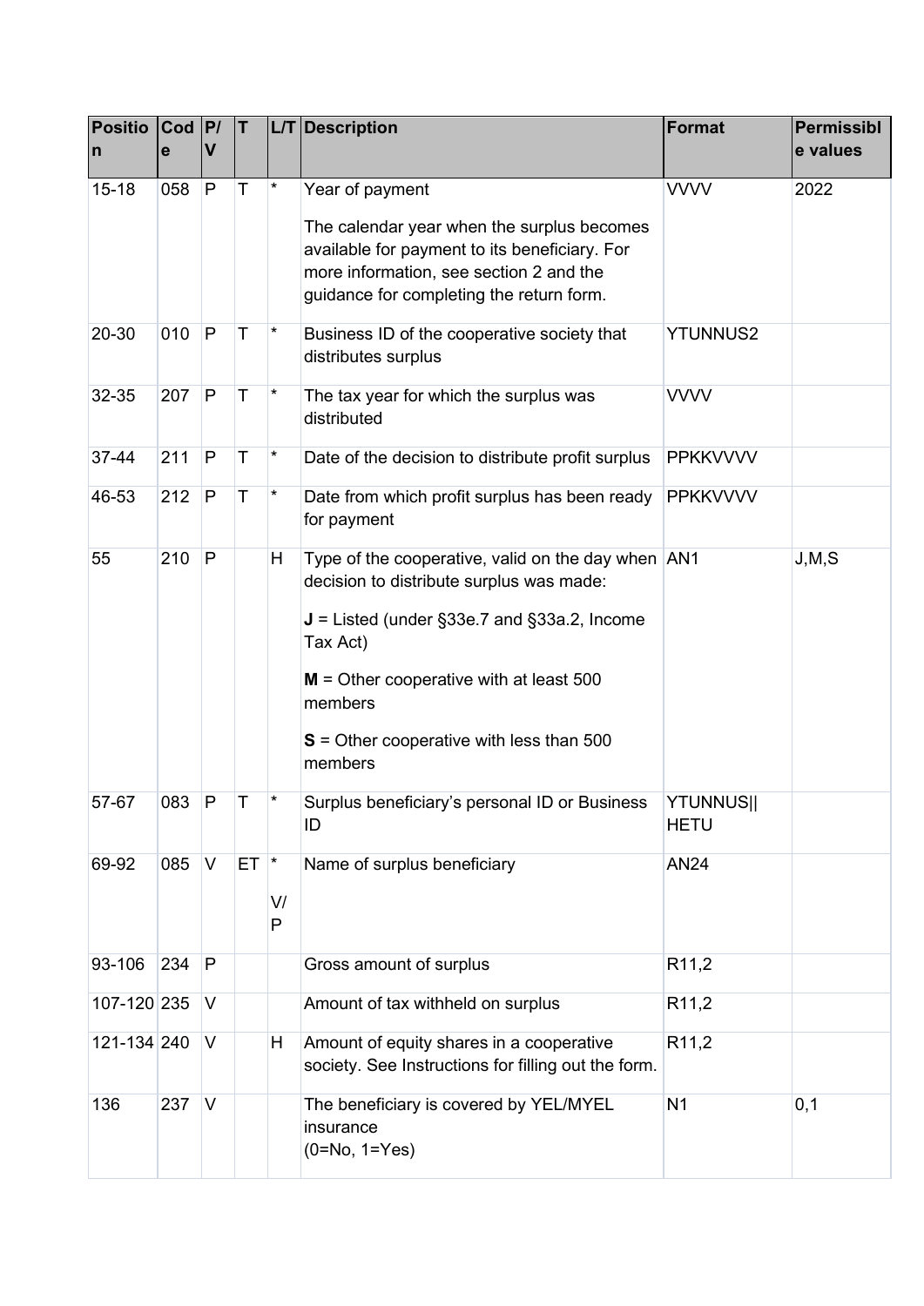| Position | Code | P/V | T | L/T | Description | Format | Permissible values |
|---|---|---|---|---|---|---|---|
| 15-18 | 058 | P | T | * | Year of payment<br><br>The calendar year when the surplus becomes available for payment to its beneficiary. For more information, see section 2 and the guidance for completing the return form. | VVVV | 2022 |
| 20-30 | 010 | P | T | * | Business ID of the cooperative society that distributes surplus | YTUNNUS2 | |
| 32-35 | 207 | P | T | * | The tax year for which the surplus was distributed | VVVV | |
| 37-44 | 211 | P | T | * | Date of the decision to distribute profit surplus | PPKKVVVV | |
| 46-53 | 212 | P | T | * | Date from which profit surplus has been ready for payment | PPKKVVVV | |
| 55 | 210 | P | | H | Type of the cooperative, valid on the day when decision to distribute surplus was made:<br><br>**J** = Listed (under §33e.7 and §33a.2, Income Tax Act)<br><br>**M** = Other cooperative with at least 500 members<br><br>**S** = Other cooperative with less than 500 members | AN1 | J,M,S |
| 57-67 | 083 | P | T | * | Surplus beneficiary's personal ID or Business ID | YTUNNUS\|\|HETU | |
| 69-92 | 085 | V | ET | *<br><br>V/P | Name of surplus beneficiary | AN24 | |
| 93-106 | 234 | P | | | Gross amount of surplus | R11,2 | |
| 107-120 | 235 | V | | | Amount of tax withheld on surplus | R11,2 | |
| 121-134 | 240 | V | | H | Amount of equity shares in a cooperative society. See Instructions for filling out the form. | R11,2 | |
| 136 | 237 | V | | | The beneficiary is covered by YEL/MYEL insurance<br>(0=No, 1=Yes) | N1 | 0,1 |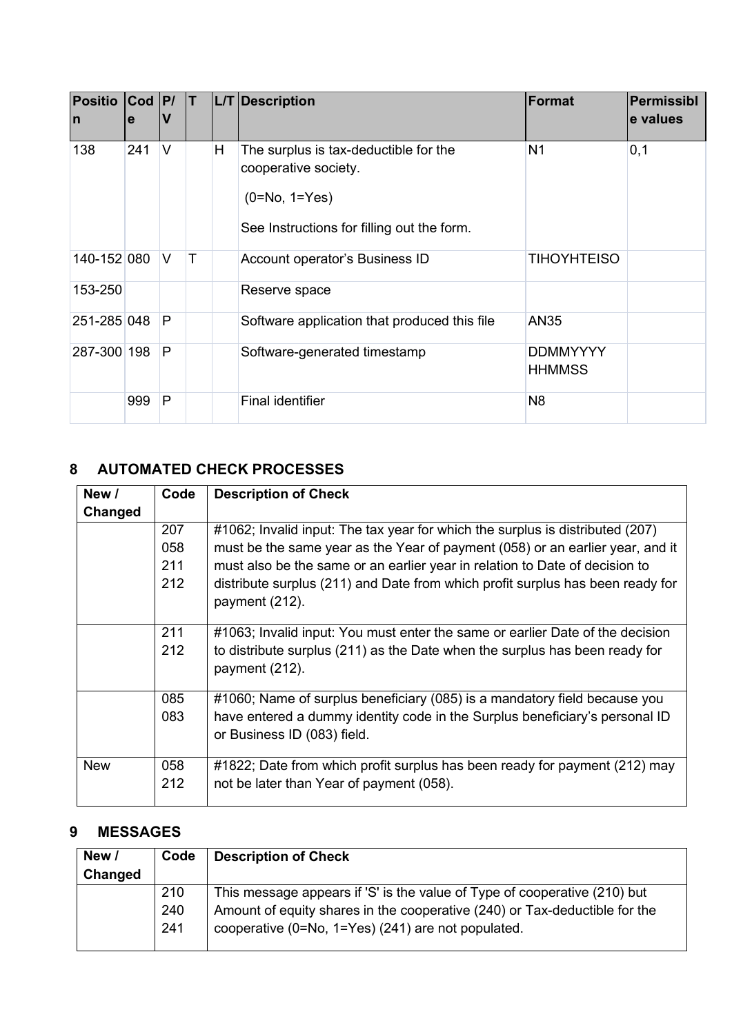| Position | Code | P/V | T | L/T | Description | Format | Permissible values |
|---|---|---|---|---|---|---|---|
| 138 | 241 | V | | H | The surplus is tax-deductible for the cooperative society.<br><br>(0=No, 1=Yes)<br><br>See Instructions for filling out the form. | N1 | 0,1 |
| 140-152 | 080 | V | T | | Account operator's Business ID | TIHOYHTEISO | |
| 153-250 | | | | | Reserve space | | |
| 251-285 | 048 | P | | | Software application that produced this file | AN35 | |
| 287-300 | 198 | P | | | Software-generated timestamp | DDMMYYYY HHMMSS | |
| | 999 | P | | | Final identifier | N8 | |

## 8 AUTOMATED CHECK PROCESSES

| New / Changed | Code | Description of Check |
|---|---|---|
| | 207<br>058<br>211<br>212 | #1062; Invalid input: The tax year for which the surplus is distributed (207) must be the same year as the Year of payment (058) or an earlier year, and it must also be the same or an earlier year in relation to Date of decision to distribute surplus (211) and Date from which profit surplus has been ready for payment (212). |
| | 211<br>212 | #1063; Invalid input: You must enter the same or earlier Date of the decision to distribute surplus (211) as the Date when the surplus has been ready for payment (212). |
| | 085<br>083 | #1060; Name of surplus beneficiary (085) is a mandatory field because you have entered a dummy identity code in the Surplus beneficiary's personal ID or Business ID (083) field. |
| New | 058<br>212 | #1822; Date from which profit surplus has been ready for payment (212) may not be later than Year of payment (058). |

## 9 MESSAGES

| New / Changed | Code | Description of Check |
|---|---|---|
| | 210<br>240<br>241 | This message appears if 'S' is the value of Type of cooperative (210) but Amount of equity shares in the cooperative (240) or Tax-deductible for the cooperative (0=No, 1=Yes) (241) are not populated. |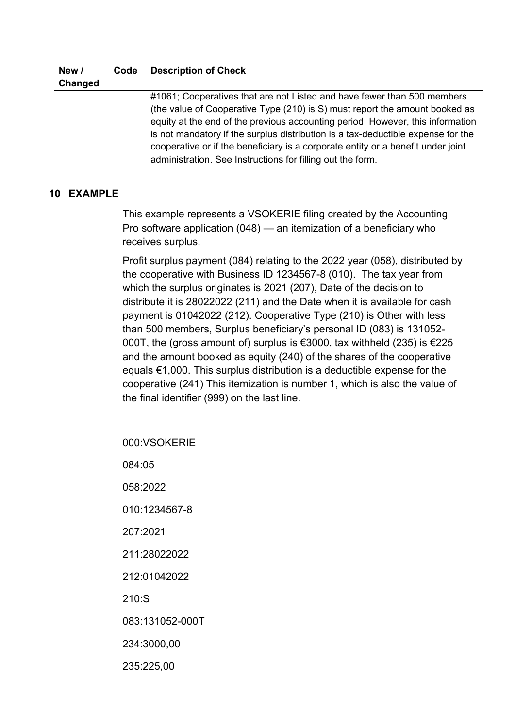| New / Changed | Code | Description of Check |
|---|---|---|
| | | #1061; Cooperatives that are not Listed and have fewer than 500 members (the value of Cooperative Type (210) is S) must report the amount booked as equity at the end of the previous accounting period. However, this information is not mandatory if the surplus distribution is a tax-deductible expense for the cooperative or if the beneficiary is a corporate entity or a benefit under joint administration. See Instructions for filling out the form. |

## 10 EXAMPLE

This example represents a VSOKERIE filing created by the Accounting Pro software application (048) — an itemization of a beneficiary who receives surplus.

Profit surplus payment (084) relating to the 2022 year (058), distributed by the cooperative with Business ID 1234567-8 (010). The tax year from which the surplus originates is 2021 (207), Date of the decision to distribute it is 28022022 (211) and the Date when it is available for cash payment is 01042022 (212). Cooperative Type (210) is Other with less than 500 members, Surplus beneficiary's personal ID (083) is 131052-000T, the (gross amount of) surplus is €3000, tax withheld (235) is €225 and the amount booked as equity (240) of the shares of the cooperative equals €1,000. This surplus distribution is a deductible expense for the cooperative (241) This itemization is number 1, which is also the value of the final identifier (999) on the last line.

```
000:VSOKERIE
084:05
058:2022
010:1234567-8
207:2021
211:28022022
212:01042022
210:S
083:131052-000T
234:3000,00
235:225,00
```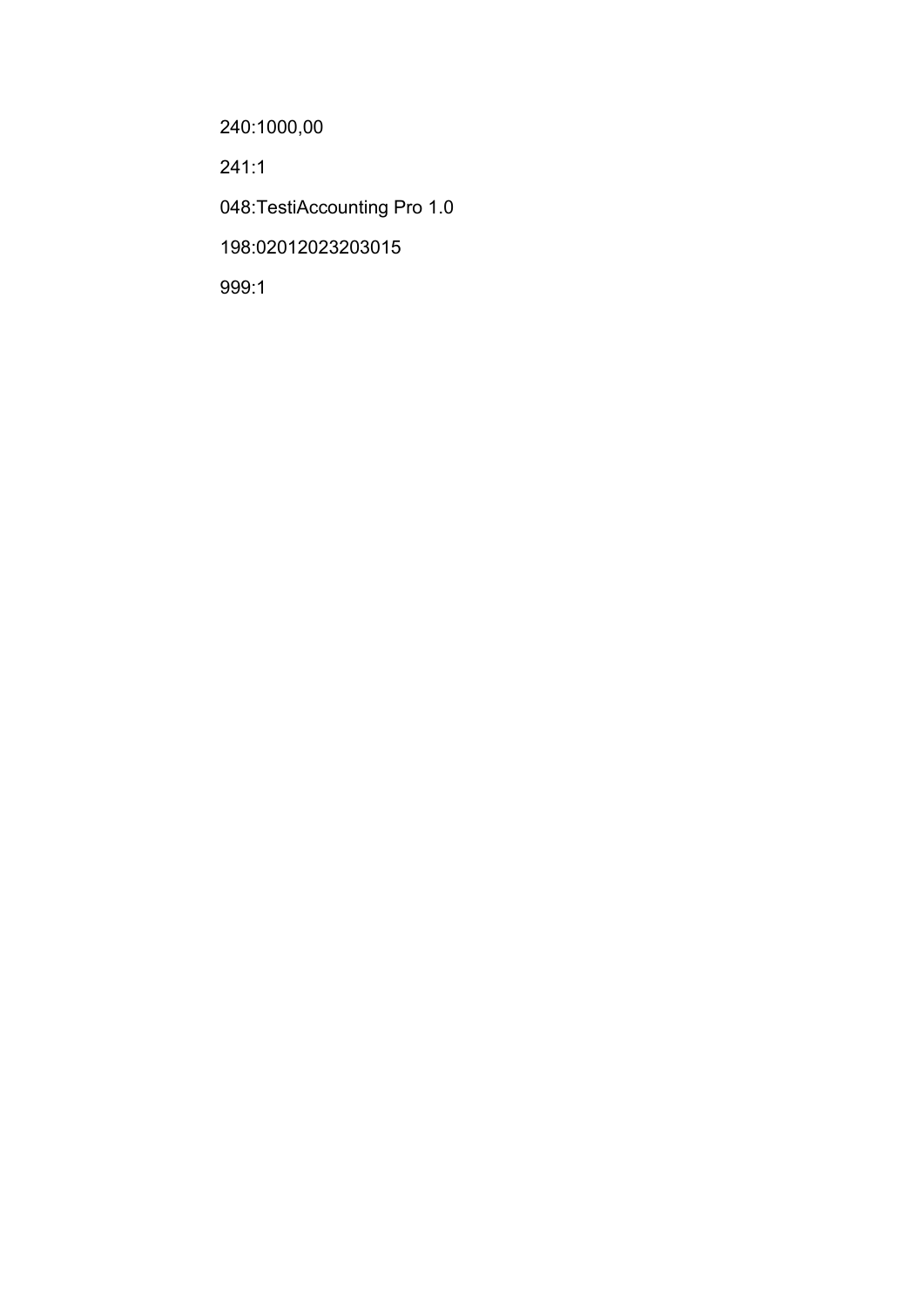240:1000,00

241:1

048:TestiAccounting Pro 1.0

198:02012023203015

999:1